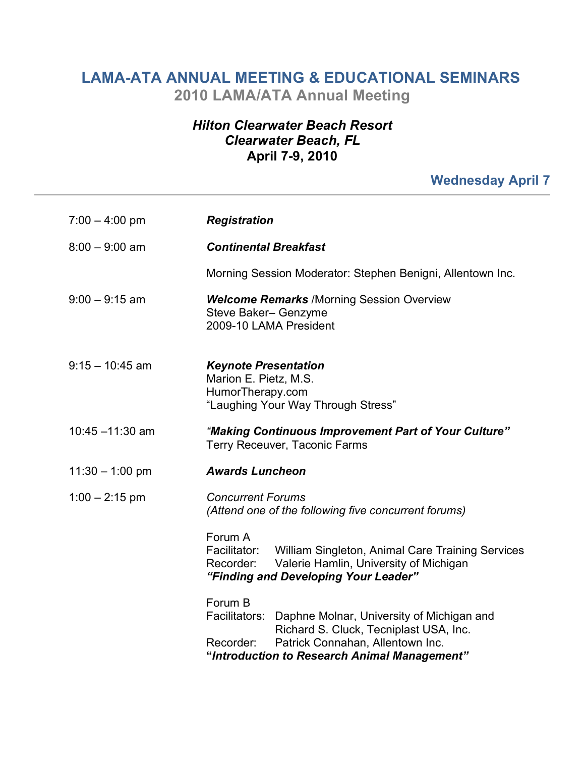# LAMA-ATA ANNUAL MEETING & EDUCATIONAL SEMINARS

## 2010 LAMA/ATA Annual Meeting

***Hilton Clearwater Beach Resort***
***Clearwater Beach, FL***
**April 7-9, 2010**

### Wednesday April 7

---

| | |
|---|---|
| 7:00 – 4:00 pm | ***Registration*** |
| 8:00 – 9:00 am | ***Continental Breakfast*** |
| | Morning Session Moderator: Stephen Benigni, Allentown Inc. |
| 9:00 – 9:15 am | ***Welcome Remarks*** /Morning Session Overview<br>Steve Baker– Genzyme<br>2009-10 LAMA President |
| 9:15 – 10:45 am | ***Keynote Presentation***<br>Marion E. Pietz, M.S.<br>HumorTherapy.com<br>"Laughing Your Way Through Stress" |
| 10:45 –11:30 am | ***"Making Continuous Improvement Part of Your Culture"***<br>Terry Receuver, Taconic Farms |
| 11:30 – 1:00 pm | ***Awards Luncheon*** |
| 1:00 – 2:15 pm | *Concurrent Forums*<br>*(Attend one of the following five concurrent forums)* |

Forum A
Facilitator: William Singleton, Animal Care Training Services
Recorder: Valerie Hamlin, University of Michigan
***"Finding and Developing Your Leader"***

Forum B
Facilitators: Daphne Molnar, University of Michigan and Richard S. Cluck, Tecniplast USA, Inc.
Recorder: Patrick Connahan, Allentown Inc.
***"Introduction to Research Animal Management"***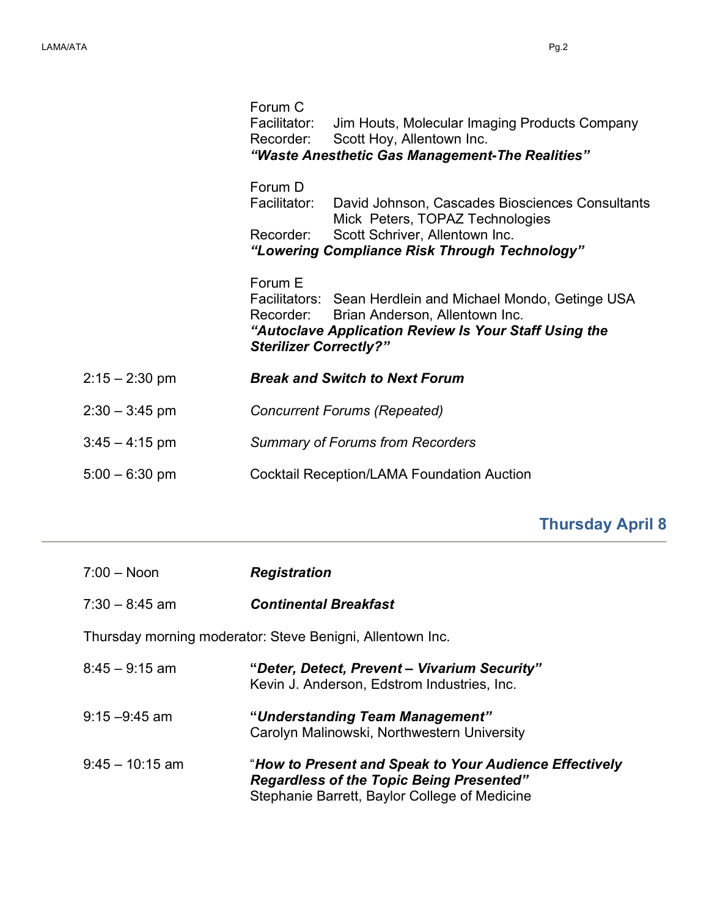Forum C
Facilitator: Jim Houts, Molecular Imaging Products Company
Recorder: Scott Hoy, Allentown Inc.
***"Waste Anesthetic Gas Management-The Realities"***

Forum D
Facilitator: David Johnson, Cascades Biosciences Consultants
Mick Peters, TOPAZ Technologies
Recorder: Scott Schriver, Allentown Inc.
***"Lowering Compliance Risk Through Technology"***

Forum E
Facilitators: Sean Herdlein and Michael Mondo, Getinge USA
Recorder: Brian Anderson, Allentown Inc.
***"Autoclave Application Review Is Your Staff Using the Sterilizer Correctly?"***

2:15 – 2:30 pm ***Break and Switch to Next Forum***

2:30 – 3:45 pm *Concurrent Forums (Repeated)*

3:45 – 4:15 pm *Summary of Forums from Recorders*

5:00 – 6:30 pm Cocktail Reception/LAMA Foundation Auction

## Thursday April 8

7:00 – Noon ***Registration***

7:30 – 8:45 am ***Continental Breakfast***

Thursday morning moderator: Steve Benigni, Allentown Inc.

8:45 – 9:15 am **"*Deter, Detect, Prevent – Vivarium Security"***
Kevin J. Anderson, Edstrom Industries, Inc.

9:15 –9:45 am **"*Understanding Team Management"***
Carolyn Malinowski, Northwestern University

9:45 – 10:15 am "***How to Present and Speak to Your Audience Effectively Regardless of the Topic Being Presented"***
Stephanie Barrett, Baylor College of Medicine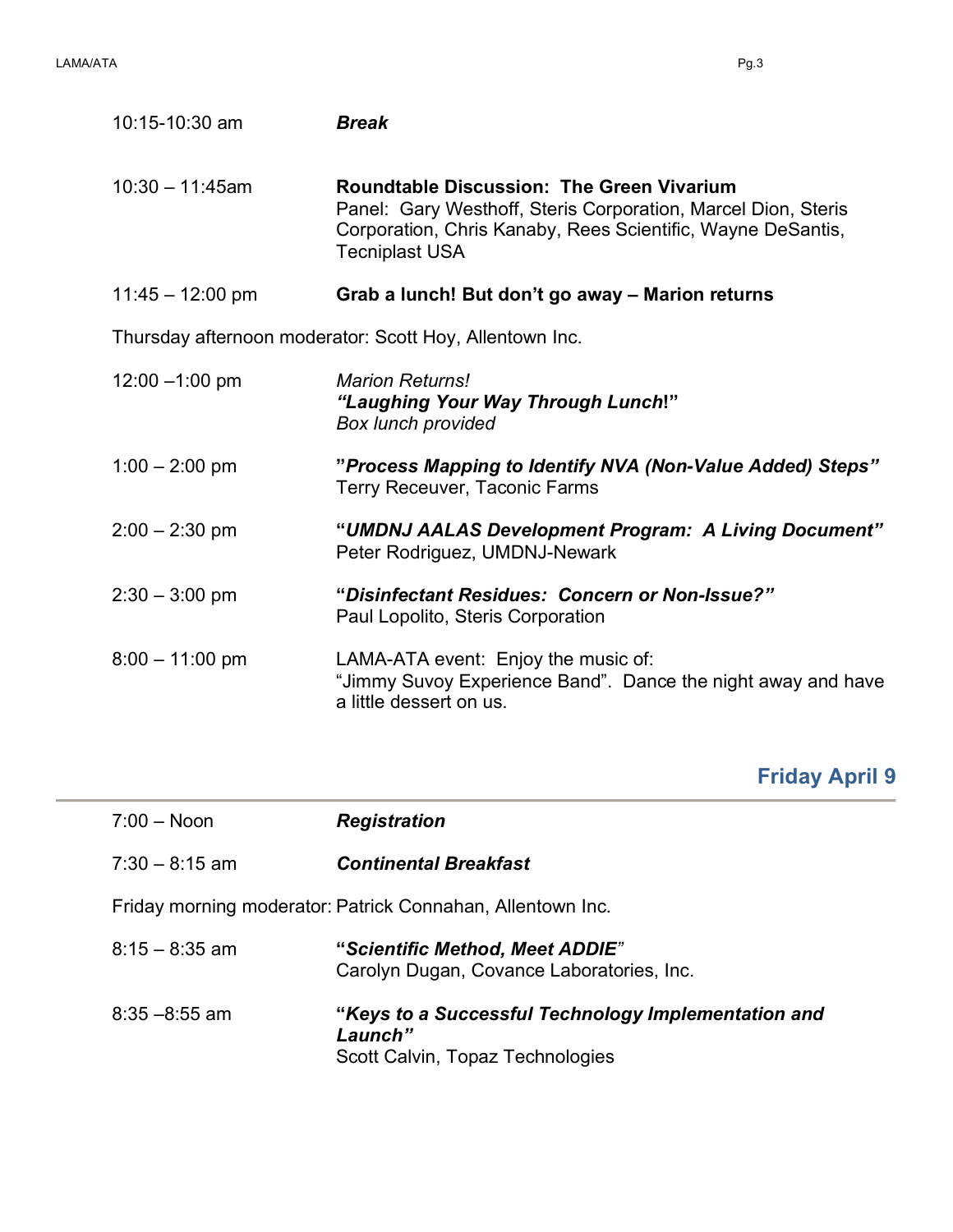10:15-10:30 am — ***Break***

10:30 – 11:45am — **Roundtable Discussion: The Green Vivarium**
Panel: Gary Westhoff, Steris Corporation, Marcel Dion, Steris Corporation, Chris Kanaby, Rees Scientific, Wayne DeSantis, Tecniplast USA

11:45 – 12:00 pm — **Grab a lunch! But don't go away – Marion returns**

Thursday afternoon moderator: Scott Hoy, Allentown Inc.

12:00 –1:00 pm — *Marion Returns!*
***"Laughing Your Way Through Lunch!"***
*Box lunch provided*

1:00 – 2:00 pm — **"*Process Mapping to Identify NVA (Non-Value Added) Steps"***
Terry Receuver, Taconic Farms

2:00 – 2:30 pm — **"*UMDNJ AALAS Development Program: A Living Document"***
Peter Rodriguez, UMDNJ-Newark

2:30 – 3:00 pm — **"*Disinfectant Residues: Concern or Non-Issue?"***
Paul Lopolito, Steris Corporation

8:00 – 11:00 pm — LAMA-ATA event: Enjoy the music of:
"Jimmy Suvoy Experience Band". Dance the night away and have a little dessert on us.

## Friday April 9

7:00 – Noon — ***Registration***

7:30 – 8:15 am — ***Continental Breakfast***

Friday morning moderator: Patrick Connahan, Allentown Inc.

8:15 – 8:35 am — **"*Scientific Method, Meet ADDIE*"**
Carolyn Dugan, Covance Laboratories, Inc.

8:35 –8:55 am — **"*Keys to a Successful Technology Implementation and Launch"***
Scott Calvin, Topaz Technologies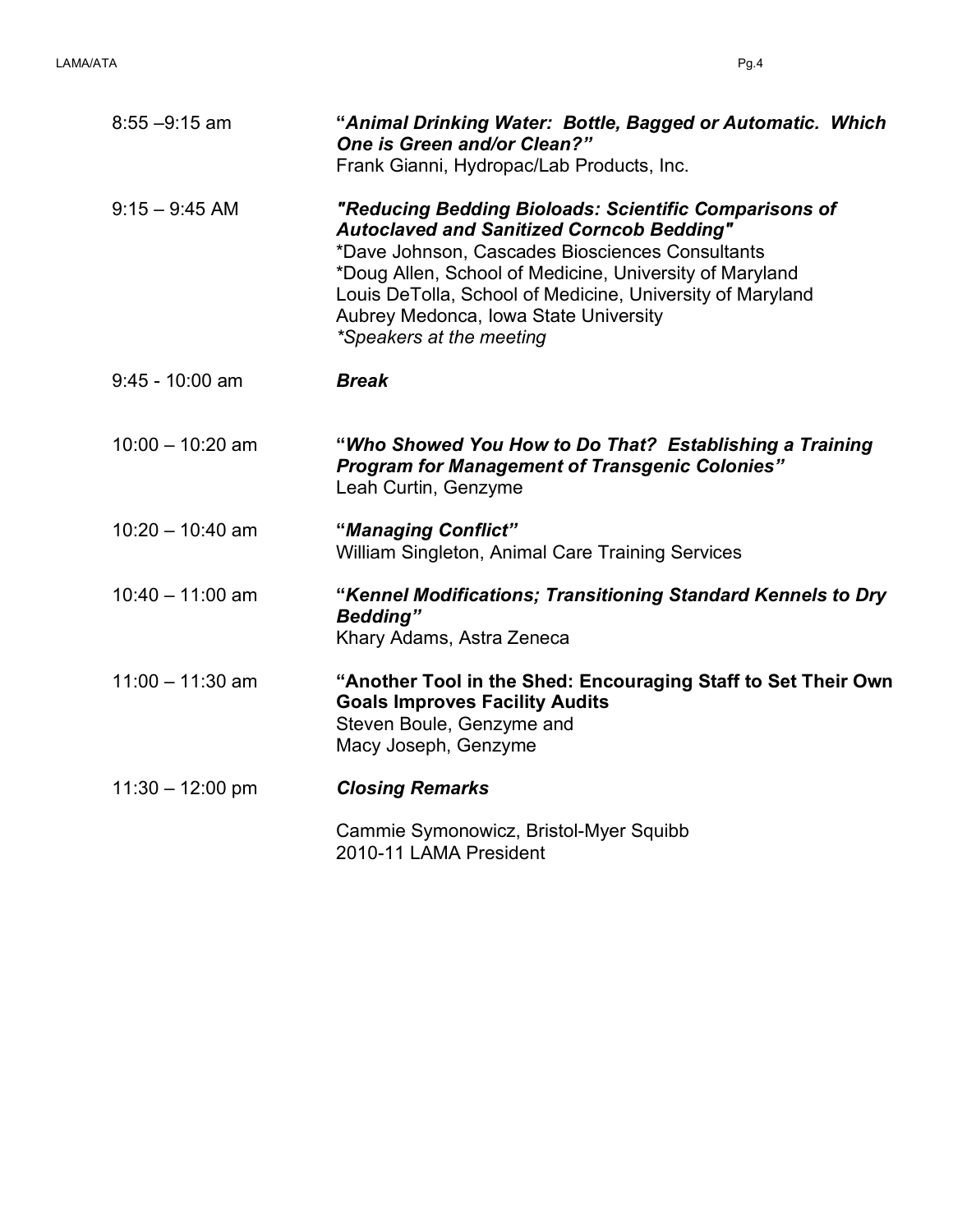| | |
|---|---|
| 8:55 –9:15 am | **"*Animal Drinking Water: Bottle, Bagged or Automatic. Which One is Green and/or Clean?"*** <br> Frank Gianni, Hydropac/Lab Products, Inc. |
| 9:15 – 9:45 AM | ***"Reducing Bedding Bioloads: Scientific Comparisons of Autoclaved and Sanitized Corncob Bedding"*** <br> *Dave Johnson, Cascades Biosciences Consultants <br> *Doug Allen, School of Medicine, University of Maryland <br> Louis DeTolla, School of Medicine, University of Maryland <br> Aubrey Medonca, Iowa State University <br> *\*Speakers at the meeting* |
| 9:45 - 10:00 am | ***Break*** |
| 10:00 – 10:20 am | **"*Who Showed You How to Do That? Establishing a Training Program for Management of Transgenic Colonies"*** <br> Leah Curtin, Genzyme |
| 10:20 – 10:40 am | **"*Managing Conflict"*** <br> William Singleton, Animal Care Training Services |
| 10:40 – 11:00 am | **"*Kennel Modifications; Transitioning Standard Kennels to Dry Bedding"*** <br> Khary Adams, Astra Zeneca |
| 11:00 – 11:30 am | **"Another Tool in the Shed: Encouraging Staff to Set Their Own Goals Improves Facility Audits** <br> Steven Boule, Genzyme and <br> Macy Joseph, Genzyme |
| 11:30 – 12:00 pm | ***Closing Remarks*** <br><br> Cammie Symonowicz, Bristol-Myer Squibb <br> 2010-11 LAMA President |